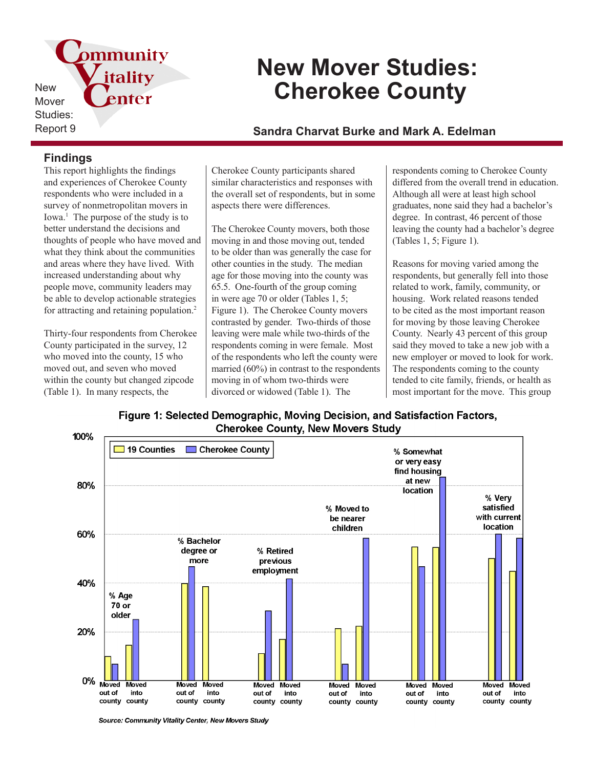New Mover Studies: Report 9

Community Vitality Center

# New Mover Studies: Cherokee County

**Sandra Charvat Burke and Mark A. Edelman**

## Findings

This report highlights the findings and experiences of Cherokee County respondents who were included in a survey of nonmetropolitan movers in Iowa.[1] The purpose of the study is to better understand the decisions and thoughts of people who have moved and what they think about the communities and areas where they have lived. With increased understanding about why people move, community leaders may be able to develop actionable strategies for attracting and retaining population.[2]

Thirty-four respondents from Cherokee County participated in the survey, 12 who moved into the county, 15 who moved out, and seven who moved within the county but changed zipcode (Table 1). In many respects, the Cherokee County participants shared similar characteristics and responses with the overall set of respondents, but in some aspects there were differences.

The Cherokee County movers, both those moving in and those moving out, tended to be older than was generally the case for other counties in the study. The median age for those moving into the county was 65.5. One-fourth of the group coming in were age 70 or older (Tables 1, 5; Figure 1). The Cherokee County movers contrasted by gender. Two-thirds of those leaving were male while two-thirds of the respondents coming in were female. Most of the respondents who left the county were married (60%) in contrast to the respondents moving in of whom two-thirds were divorced or widowed (Table 1). The respondents coming to Cherokee County differed from the overall trend in education. Although all were at least high school graduates, none said they had a bachelor's degree. In contrast, 46 percent of those leaving the county had a bachelor's degree (Tables 1, 5; Figure 1).

Reasons for moving varied among the respondents, but generally fell into those related to work, family, community, or housing. Work related reasons tended to be cited as the most important reason for moving by those leaving Cherokee County. Nearly 43 percent of this group said they moved to take a new job with a new employer or moved to look for work. The respondents coming to the county tended to cite family, friends, or health as most important for the move. This group

**Figure 1: Selected Demographic, Moving Decision, and Satisfaction Factors, Cherokee County, New Movers Study**

| Factor | 19 Counties: Moved out of county | Cherokee County: Moved out of county | 19 Counties: Moved into county | Cherokee County: Moved into county |
|---|---|---|---|---|
| % Age 70 or older | ~10% | ~7% | ~15% | ~25% |
| % Bachelor degree or more | ~40% | ~47% | ~39% | 0% |
| % Retired previous employment | ~11% | ~29% | ~17% | ~42% |
| % Moved to be nearer children | ~21% | ~7% | ~22% | ~58% |
| % Somewhat or very easy find housing at new location | ~55% | ~47% | ~55% | ~83% |
| % Very satisfied with current location | ~50% | ~60% | ~45% | ~58% |

*Source: Community Vitality Center, New Movers Study*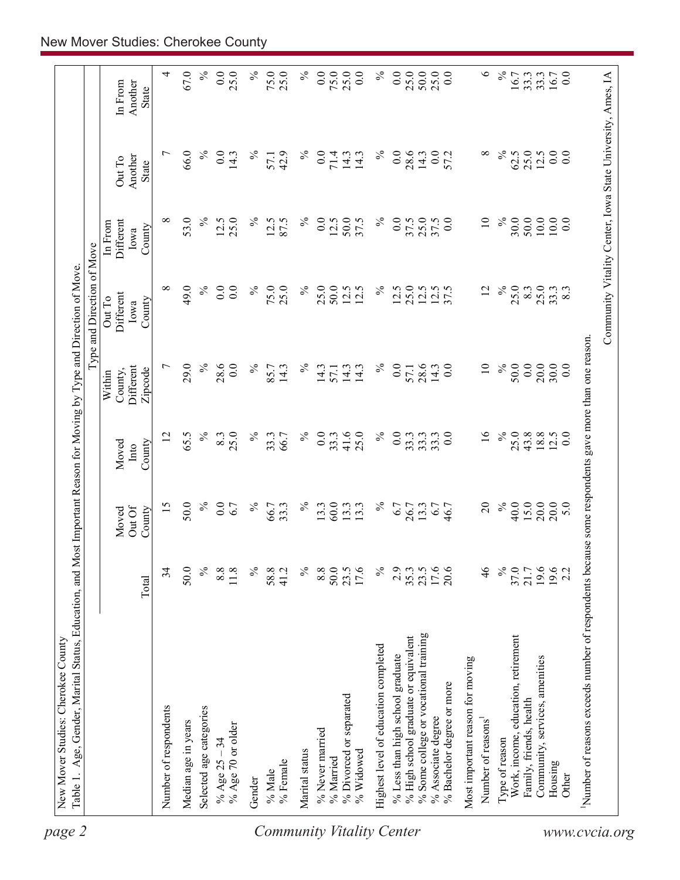New Mover Studies: Cherokee County

Table 1. Age, Gender, Marital Status, Education, and Most Important Reason for Moving by Type and Direction of Move.

| | | Type and Direction of Move | | | | | | |
|---|---|---|---|---|---|---|---|---|
| | Total | Moved Out Of County | Moved Into County | Within County, Different Zipcode | Out To Different Iowa County | In From Different Iowa County | Out To Another State | In From Another State |
| Number of respondents | 34 | 15 | 12 | 7 | 8 | 8 | 7 | 4 |
| Median age in years | 50.0 | 50.0 | 65.5 | 29.0 | 49.0 | 53.0 | 66.0 | 67.0 |
| Selected age categories | % | % | % | % | % | % | % | % |
| % Age 25 – 34 | 8.8 | 0.0 | 8.3 | 28.6 | 0.0 | 12.5 | 0.0 | 0.0 |
| % Age 70 or older | 11.8 | 6.7 | 25.0 | 0.0 | 0.0 | 25.0 | 14.3 | 25.0 |
| Gender | % | % | % | % | % | % | % | % |
| % Male | 58.8 | 66.7 | 33.3 | 85.7 | 75.0 | 12.5 | 57.1 | 75.0 |
| % Female | 41.2 | 33.3 | 66.7 | 14.3 | 25.0 | 87.5 | 42.9 | 25.0 |
| Marital status | % | % | % | % | % | % | % | % |
| % Never married | 8.8 | 13.3 | 0.0 | 14.3 | 25.0 | 0.0 | 0.0 | 0.0 |
| % Married | 50.0 | 60.0 | 33.3 | 57.1 | 50.0 | 12.5 | 71.4 | 75.0 |
| % Divorced or separated | 23.5 | 13.3 | 41.6 | 14.3 | 12.5 | 50.0 | 14.3 | 25.0 |
| % Widowed | 17.6 | 13.3 | 25.0 | 14.3 | 12.5 | 37.5 | 14.3 | 0.0 |
| Highest level of education completed | % | % | % | % | % | % | % | % |
| % Less than high school graduate | 2.9 | 6.7 | 0.0 | 0.0 | 12.5 | 0.0 | 0.0 | 0.0 |
| % High school graduate or equivalent | 35.3 | 26.7 | 33.3 | 57.1 | 25.0 | 37.5 | 28.6 | 25.0 |
| % Some college or vocational training | 23.5 | 13.3 | 33.3 | 28.6 | 12.5 | 25.0 | 14.3 | 50.0 |
| % Associate degree | 17.6 | 6.7 | 33.3 | 14.3 | 12.5 | 37.5 | 0.0 | 25.0 |
| % Bachelor degree or more | 20.6 | 46.7 | 0.0 | 0.0 | 37.5 | 0.0 | 57.2 | 0.0 |
| Most important reason for moving | | | | | | | | |
| Number of reasons[1] | 46 | 20 | 16 | 10 | 12 | 10 | 8 | 6 |
| Type of reason | % | % | % | % | % | % | % | % |
| Work, income, education, retirement | 37.0 | 40.0 | 25.0 | 50.0 | 25.0 | 30.0 | 62.5 | 16.7 |
| Family, friends, health | 21.7 | 15.0 | 43.8 | 0.0 | 8.3 | 50.0 | 25.0 | 33.3 |
| Community, services, amenities | 19.6 | 20.0 | 18.8 | 20.0 | 25.0 | 10.0 | 12.5 | 33.3 |
| Housing | 19.6 | 20.0 | 12.5 | 30.0 | 33.3 | 10.0 | 0.0 | 16.7 |
| Other | 2.2 | 5.0 | 0.0 | 0.0 | 8.3 | 0.0 | 0.0 | 0.0 |

[1]Number of reasons exceeds number of respondents because some respondents gave more than one reason.

Community Vitality Center, Iowa State University, Ames, IA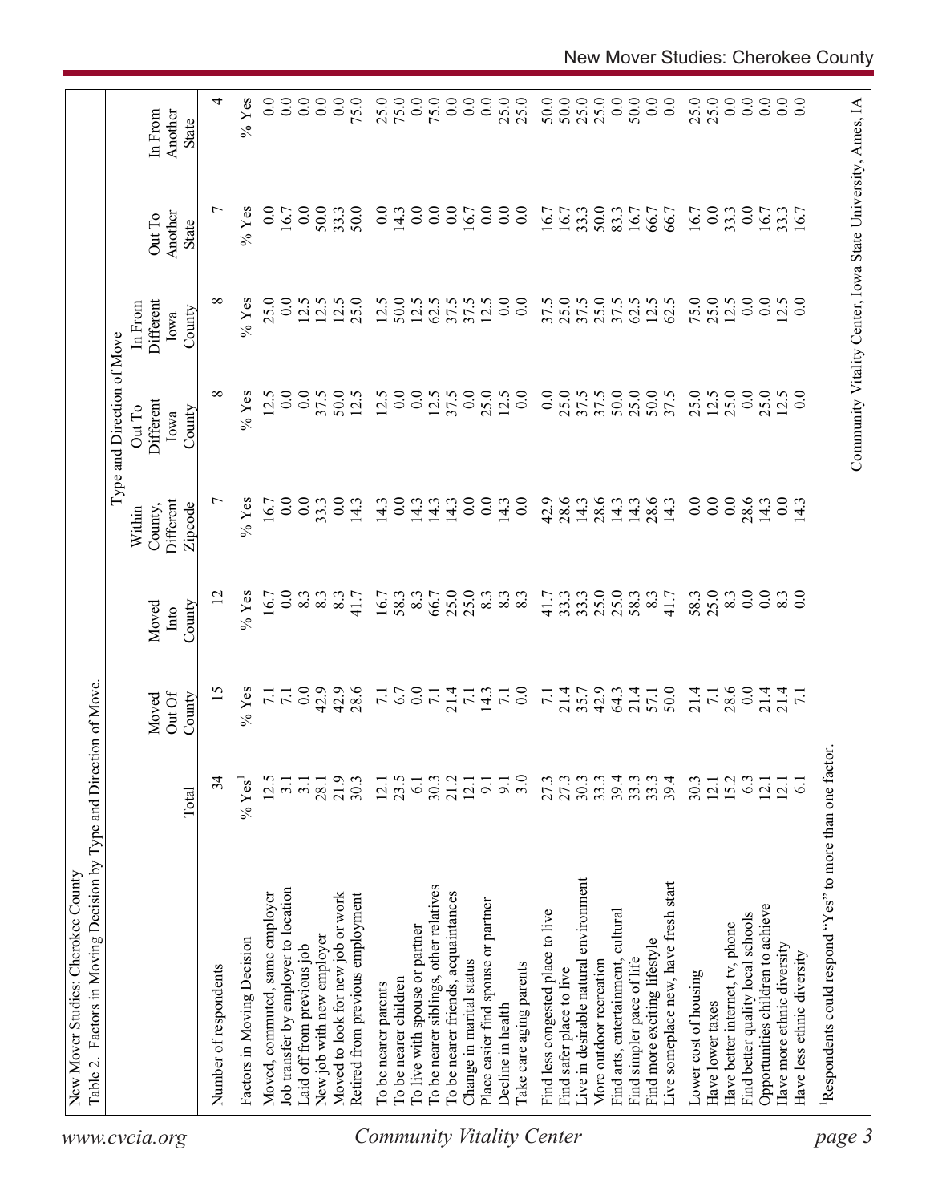New Mover Studies: Cherokee County

Table 2. Factors in Moving Decision by Type and Direction of Move.

| | | | | Type and Direction of Move | | | | | |
|---|---|---|---|---|---|---|---|---|---|
| | Total | Moved Out Of County | Moved Into County | Within County, Different Zipcode | Out To Different Iowa County | In From Different Iowa County | Out To Another State | In From Another State |
| Number of respondents | 34 | 15 | 12 | 7 | 8 | 8 | 7 | 4 |
| Factors in Moving Decision | % Yes[1] | % Yes | % Yes | % Yes | % Yes | % Yes | % Yes | % Yes |
| Moved, commuted, same employer | 12.5 | 7.1 | 16.7 | 16.7 | 12.5 | 25.0 | 0.0 | 0.0 |
| Job transfer by employer to location | 3.1 | 7.1 | 0.0 | 0.0 | 0.0 | 0.0 | 16.7 | 0.0 |
| Laid off from previous job | 3.1 | 0.0 | 8.3 | 0.0 | 0.0 | 12.5 | 0.0 | 0.0 |
| New job with new employer | 28.1 | 42.9 | 8.3 | 33.3 | 37.5 | 12.5 | 50.0 | 0.0 |
| Moved to look for new job or work | 21.9 | 42.9 | 8.3 | 0.0 | 50.0 | 12.5 | 33.3 | 0.0 |
| Retired from previous employment | 30.3 | 28.6 | 41.7 | 14.3 | 12.5 | 25.0 | 50.0 | 75.0 |
| To be nearer parents | 12.1 | 7.1 | 16.7 | 14.3 | 12.5 | 12.5 | 0.0 | 25.0 |
| To be nearer children | 23.5 | 6.7 | 58.3 | 0.0 | 0.0 | 50.0 | 14.3 | 75.0 |
| To live with spouse or partner | 6.1 | 0.0 | 8.3 | 14.3 | 0.0 | 12.5 | 0.0 | 0.0 |
| To be nearer siblings, other relatives | 30.3 | 7.1 | 66.7 | 14.3 | 12.5 | 62.5 | 0.0 | 75.0 |
| To be nearer friends, acquaintances | 21.2 | 21.4 | 25.0 | 14.3 | 37.5 | 37.5 | 0.0 | 0.0 |
| Change in marital status | 12.1 | 7.1 | 25.0 | 0.0 | 0.0 | 37.5 | 16.7 | 0.0 |
| Place easier find spouse or partner | 9.1 | 14.3 | 8.3 | 0.0 | 25.0 | 12.5 | 0.0 | 0.0 |
| Decline in health | 9.1 | 7.1 | 8.3 | 14.3 | 12.5 | 0.0 | 0.0 | 25.0 |
| Take care aging parents | 3.0 | 0.0 | 8.3 | 0.0 | 0.0 | 0.0 | 0.0 | 25.0 |
| Find less congested place to live | 27.3 | 7.1 | 41.7 | 42.9 | 0.0 | 37.5 | 16.7 | 50.0 |
| Find safer place to live | 27.3 | 21.4 | 33.3 | 28.6 | 25.0 | 25.0 | 16.7 | 50.0 |
| Live in desirable natural environment | 30.3 | 35.7 | 33.3 | 14.3 | 37.5 | 37.5 | 33.3 | 25.0 |
| More outdoor recreation | 33.3 | 42.9 | 25.0 | 28.6 | 37.5 | 25.0 | 50.0 | 25.0 |
| Find arts, entertainment, cultural | 39.4 | 64.3 | 25.0 | 14.3 | 50.0 | 37.5 | 83.3 | 0.0 |
| Find simpler pace of life | 33.3 | 21.4 | 58.3 | 14.3 | 25.0 | 62.5 | 16.7 | 50.0 |
| Find more exciting lifestyle | 33.3 | 57.1 | 8.3 | 28.6 | 50.0 | 12.5 | 66.7 | 0.0 |
| Live someplace new, have fresh start | 39.4 | 50.0 | 41.7 | 14.3 | 37.5 | 62.5 | 66.7 | 0.0 |
| Lower cost of housing | 30.3 | 21.4 | 58.3 | 0.0 | 25.0 | 75.0 | 16.7 | 25.0 |
| Have lower taxes | 12.1 | 7.1 | 25.0 | 0.0 | 12.5 | 25.0 | 0.0 | 25.0 |
| Have better internet, tv, phone | 15.2 | 28.6 | 8.3 | 0.0 | 25.0 | 12.5 | 33.3 | 0.0 |
| Find better quality local schools | 6.3 | 0.0 | 0.0 | 28.6 | 0.0 | 0.0 | 0.0 | 0.0 |
| Opportunities children to achieve | 12.1 | 21.4 | 0.0 | 14.3 | 25.0 | 0.0 | 16.7 | 0.0 |
| Have more ethnic diversity | 12.1 | 21.4 | 8.3 | 0.0 | 12.5 | 12.5 | 33.3 | 0.0 |
| Have less ethnic diversity | 6.1 | 7.1 | 0.0 | 14.3 | 0.0 | 0.0 | 16.7 | 0.0 |

[1]Respondents could respond "Yes" to more than one factor.

Community Vitality Center, Iowa State University, Ames, IA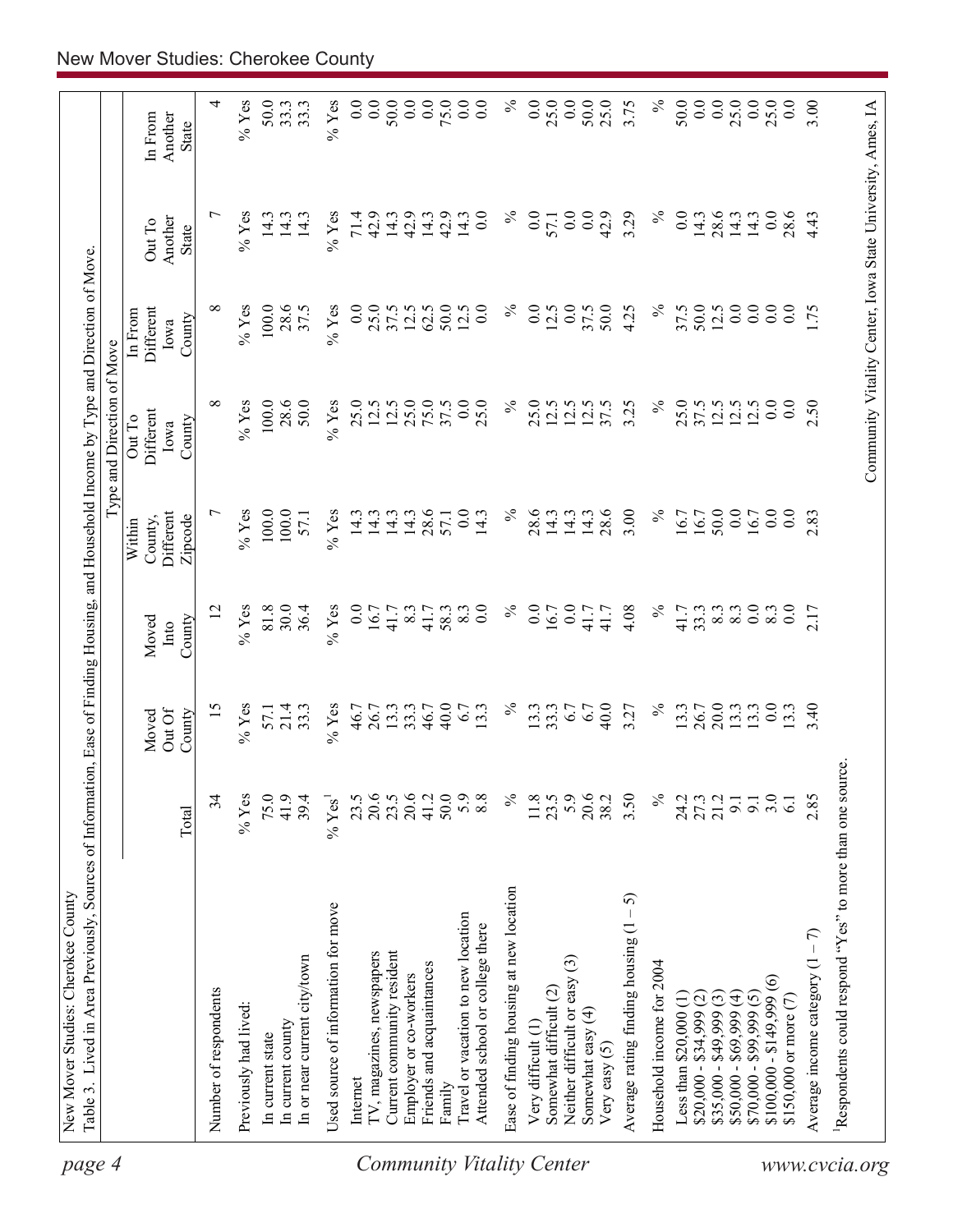New Mover Studies: Cherokee County

Table 3. Lived in Area Previously, Sources of Information, Ease of Finding Housing, and Household Income by Type and Direction of Move.

| | | Type and Direction of Move | | | | | | |
|---|---|---|---|---|---|---|---|---|
| | Total | Moved Out Of County | Moved Into County | Within County, Different Zipcode | Out To Different Iowa County | In From Different Iowa County | Out To Another State | In From Another State |
| Number of respondents | 34 | 15 | 12 | 7 | 8 | 8 | 7 | 4 |
| Previously had lived: | % Yes | % Yes | % Yes | % Yes | % Yes | % Yes | % Yes | % Yes |
| In current state | 75.0 | 57.1 | 81.8 | 100.0 | 100.0 | 100.0 | 14.3 | 50.0 |
| In current county | 41.9 | 21.4 | 30.0 | 100.0 | 28.6 | 28.6 | 14.3 | 33.3 |
| In or near current city/town | 39.4 | 33.3 | 36.4 | 57.1 | 50.0 | 37.5 | 14.3 | 33.3 |
| Used source of information for move | % Yes[1] | % Yes | % Yes | % Yes | % Yes | % Yes | % Yes | % Yes |
| Internet | 23.5 | 46.7 | 0.0 | 14.3 | 25.0 | 0.0 | 71.4 | 0.0 |
| TV, magazines, newspapers | 20.6 | 26.7 | 16.7 | 14.3 | 12.5 | 25.0 | 42.9 | 0.0 |
| Current community resident | 23.5 | 13.3 | 41.7 | 14.3 | 12.5 | 37.5 | 14.3 | 50.0 |
| Employer or co-workers | 20.6 | 33.3 | 8.3 | 14.3 | 25.0 | 12.5 | 42.9 | 0.0 |
| Friends and acquaintances | 41.2 | 46.7 | 41.7 | 28.6 | 75.0 | 62.5 | 14.3 | 0.0 |
| Family | 50.0 | 40.0 | 58.3 | 57.1 | 37.5 | 50.0 | 42.9 | 75.0 |
| Travel or vacation to new location | 5.9 | 6.7 | 8.3 | 0.0 | 0.0 | 12.5 | 14.3 | 0.0 |
| Attended school or college there | 8.8 | 13.3 | 0.0 | 14.3 | 25.0 | 0.0 | 0.0 | 0.0 |
| Ease of finding housing at new location | % | % | % | % | % | % | % | % |
| Very difficult (1) | 11.8 | 13.3 | 0.0 | 28.6 | 25.0 | 0.0 | 0.0 | 0.0 |
| Somewhat difficult (2) | 23.5 | 33.3 | 16.7 | 14.3 | 12.5 | 12.5 | 57.1 | 25.0 |
| Neither difficult or easy (3) | 5.9 | 6.7 | 0.0 | 14.3 | 12.5 | 0.0 | 0.0 | 0.0 |
| Somewhat easy (4) | 20.6 | 6.7 | 41.7 | 14.3 | 12.5 | 37.5 | 0.0 | 50.0 |
| Very easy (5) | 38.2 | 40.0 | 41.7 | 28.6 | 37.5 | 50.0 | 42.9 | 25.0 |
| Average rating finding housing (1 – 5) | 3.50 | 3.27 | 4.08 | 3.00 | 3.25 | 4.25 | 3.29 | 3.75 |
| Household income for 2004 | % | % | % | % | % | % | % | % |
| Less than $20,000 (1) | 24.2 | 13.3 | 41.7 | 16.7 | 25.0 | 37.5 | 0.0 | 50.0 |
| $20,000 - $34,999 (2) | 27.3 | 26.7 | 33.3 | 16.7 | 37.5 | 50.0 | 14.3 | 0.0 |
| $35,000 - $49,999 (3) | 21.2 | 20.0 | 8.3 | 50.0 | 12.5 | 12.5 | 28.6 | 0.0 |
| $50,000 - $69,999 (4) | 9.1 | 13.3 | 8.3 | 0.0 | 12.5 | 0.0 | 14.3 | 25.0 |
| $70,000 - $99,999 (5) | 9.1 | 13.3 | 0.0 | 16.7 | 12.5 | 0.0 | 14.3 | 0.0 |
| $100,000 - $149,999 (6) | 3.0 | 0.0 | 8.3 | 0.0 | 0.0 | 0.0 | 0.0 | 25.0 |
| $150,000 or more (7) | 6.1 | 13.3 | 0.0 | 0.0 | 0.0 | 0.0 | 28.6 | 0.0 |
| Average income category (1 – 7) | 2.85 | 3.40 | 2.17 | 2.83 | 2.50 | 1.75 | 4.43 | 3.00 |

[1]Respondents could respond "Yes" to more than one source.

Community Vitality Center, Iowa State University, Ames, IA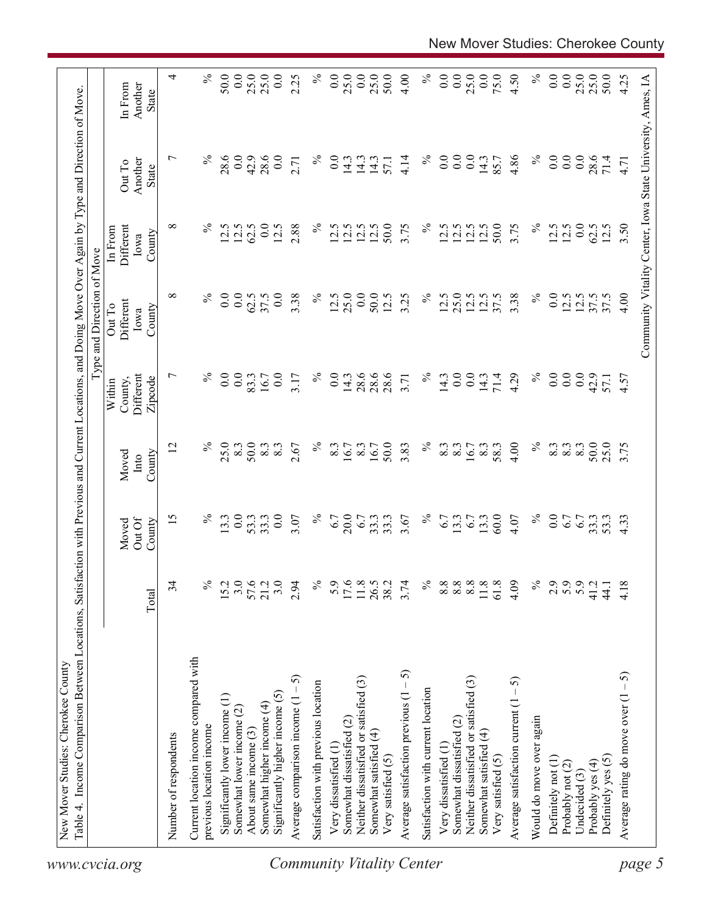New Mover Studies: Cherokee County

Table 4. Income Comparison Between Locations, Satisfaction with Previous and Current Locations, and Doing Move Over Again by Type and Direction of Move.

| | Total | Type and Direction of Move | | | | | | |
|---|---|---|---|---|---|---|---|---|
| | | Moved Out Of County | Moved Into County | Within County, Different Zipcode | Out To Different Iowa County | In From Different Iowa County | Out To Another State | In From Another State |
| Number of respondents | 34 | 15 | 12 | 7 | 8 | 8 | 7 | 4 |
| Current location income compared with previous location income | % | % | % | % | % | % | % | % |
| Significantly lower income (1) | 15.2 | 13.3 | 25.0 | 0.0 | 0.0 | 12.5 | 28.6 | 50.0 |
| Somewhat lower income (2) | 3.0 | 0.0 | 8.3 | 0.0 | 0.0 | 12.5 | 0.0 | 0.0 |
| About same income (3) | 57.6 | 53.3 | 50.0 | 83.3 | 62.5 | 62.5 | 42.9 | 25.0 |
| Somewhat higher income (4) | 21.2 | 33.3 | 8.3 | 16.7 | 37.5 | 0.0 | 28.6 | 25.0 |
| Significantly higher income (5) | 3.0 | 0.0 | 8.3 | 0.0 | 0.0 | 12.5 | 0.0 | 0.0 |
| Average comparison income (1 – 5) | 2.94 | 3.07 | 2.67 | 3.17 | 3.38 | 2.88 | 2.71 | 2.25 |
| Satisfaction with previous location | % | % | % | % | % | % | % | % |
| Very dissatisfied (1) | 5.9 | 6.7 | 8.3 | 0.0 | 12.5 | 12.5 | 0.0 | 0.0 |
| Somewhat dissatisfied (2) | 17.6 | 20.0 | 16.7 | 14.3 | 25.0 | 12.5 | 14.3 | 25.0 |
| Neither dissatisfied or satisfied (3) | 11.8 | 6.7 | 8.3 | 28.6 | 0.0 | 12.5 | 14.3 | 0.0 |
| Somewhat satisfied (4) | 26.5 | 33.3 | 16.7 | 28.6 | 50.0 | 12.5 | 14.3 | 25.0 |
| Very satisfied (5) | 38.2 | 33.3 | 50.0 | 28.6 | 12.5 | 50.0 | 57.1 | 50.0 |
| Average satisfaction previous (1 – 5) | 3.74 | 3.67 | 3.83 | 3.71 | 3.25 | 3.75 | 4.14 | 4.00 |
| Satisfaction with current location | % | % | % | % | % | % | % | % |
| Very dissatisfied (1) | 8.8 | 6.7 | 8.3 | 14.3 | 12.5 | 12.5 | 0.0 | 0.0 |
| Somewhat dissatisfied (2) | 8.8 | 13.3 | 8.3 | 0.0 | 25.0 | 12.5 | 0.0 | 0.0 |
| Neither dissatisfied or satisfied (3) | 8.8 | 6.7 | 16.7 | 0.0 | 12.5 | 12.5 | 0.0 | 25.0 |
| Somewhat satisfied (4) | 11.8 | 13.3 | 8.3 | 14.3 | 12.5 | 12.5 | 14.3 | 0.0 |
| Very satisfied (5) | 61.8 | 60.0 | 58.3 | 71.4 | 37.5 | 50.0 | 85.7 | 75.0 |
| Average satisfaction current (1 – 5) | 4.09 | 4.07 | 4.00 | 4.29 | 3.38 | 3.75 | 4.86 | 4.50 |
| Would do move over again | % | % | % | % | % | % | % | % |
| Definitely not (1) | 2.9 | 0.0 | 8.3 | 0.0 | 0.0 | 12.5 | 0.0 | 0.0 |
| Probably not (2) | 5.9 | 6.7 | 8.3 | 0.0 | 12.5 | 12.5 | 0.0 | 0.0 |
| Undecided (3) | 5.9 | 6.7 | 8.3 | 0.0 | 12.5 | 0.0 | 0.0 | 25.0 |
| Probably yes (4) | 41.2 | 33.3 | 50.0 | 42.9 | 37.5 | 62.5 | 28.6 | 25.0 |
| Definitely yes (5) | 44.1 | 53.3 | 25.0 | 57.1 | 37.5 | 12.5 | 71.4 | 50.0 |
| Average rating do move over (1 – 5) | 4.18 | 4.33 | 3.75 | 4.57 | 4.00 | 3.50 | 4.71 | 4.25 |

Community Vitality Center, Iowa State University, Ames, IA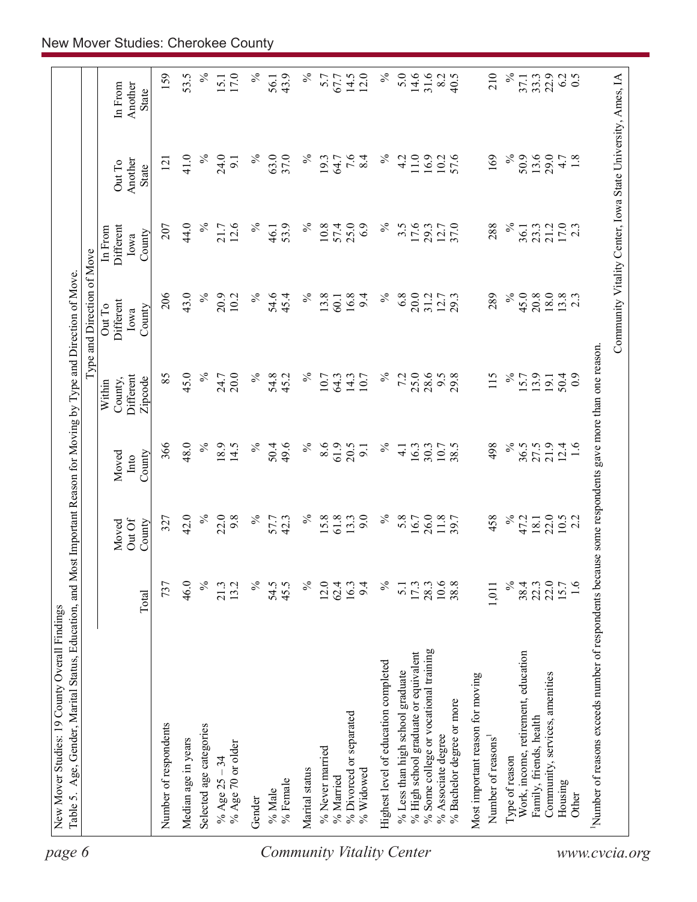New Mover Studies: 19 County Overall Findings

Table 5. Age, Gender, Marital Status, Education, and Most Important Reason for Moving by Type and Direction of Move.

| | Total | Moved Out Of County | Moved Into County | Type and Direction of Move | | | | |
|---|---|---|---|---|---|---|---|---|
| | | | | Within County, Different Zipcode | Out To Different Iowa County | In From Different Iowa County | Out To Another State | In From Another State |
| Number of respondents | 737 | 327 | 366 | 85 | 206 | 207 | 121 | 159 |
| Median age in years | 46.0 | 42.0 | 48.0 | 45.0 | 43.0 | 44.0 | 41.0 | 53.5 |
| Selected age categories | % | % | % | % | % | % | % | % |
| % Age 25 – 34 | 21.3 | 22.0 | 18.9 | 24.7 | 20.9 | 21.7 | 24.0 | 15.1 |
| % Age 70 or older | 13.2 | 9.8 | 14.5 | 20.0 | 10.2 | 12.6 | 9.1 | 17.0 |
| Gender | % | % | % | % | % | % | % | % |
| % Male | 54.5 | 57.7 | 50.4 | 54.8 | 54.6 | 46.1 | 63.0 | 56.1 |
| % Female | 45.5 | 42.3 | 49.6 | 45.2 | 45.4 | 53.9 | 37.0 | 43.9 |
| Marital status | % | % | % | % | % | % | % | % |
| % Never married | 12.0 | 15.8 | 8.6 | 10.7 | 13.8 | 10.8 | 19.3 | 5.7 |
| % Married | 62.4 | 61.8 | 61.9 | 64.3 | 60.1 | 57.4 | 64.7 | 67.7 |
| % Divorced or separated | 16.3 | 13.3 | 20.5 | 14.3 | 16.8 | 25.0 | 7.6 | 14.5 |
| % Widowed | 9.4 | 9.0 | 9.1 | 10.7 | 9.4 | 6.9 | 8.4 | 12.0 |
| Highest level of education completed | % | % | % | % | % | % | % | % |
| % Less than high school graduate | 5.1 | 5.8 | 4.1 | 7.2 | 6.8 | 3.5 | 4.2 | 5.0 |
| % High school graduate or equivalent | 17.3 | 16.7 | 16.3 | 25.0 | 20.0 | 17.6 | 11.0 | 14.6 |
| % Some college or vocational training | 28.3 | 26.0 | 30.3 | 28.6 | 31.2 | 29.3 | 16.9 | 31.6 |
| % Associate degree | 10.6 | 11.8 | 10.7 | 9.5 | 12.7 | 12.7 | 10.2 | 8.2 |
| % Bachelor degree or more | 38.8 | 39.7 | 38.5 | 29.8 | 29.3 | 37.0 | 57.6 | 40.5 |
| Most important reason for moving | | | | | | | | |
| Number of reasons[1] | 1,011 | 458 | 498 | 115 | 289 | 288 | 169 | 210 |
| Type of reason | % | % | % | % | % | % | % | % |
| Work, income, retirement, education | 38.4 | 47.2 | 36.5 | 15.7 | 45.0 | 36.1 | 50.9 | 37.1 |
| Family, friends, health | 22.3 | 18.1 | 27.5 | 13.9 | 20.8 | 23.3 | 13.6 | 33.3 |
| Community, services, amenities | 22.0 | 22.0 | 21.9 | 19.1 | 18.0 | 21.2 | 29.0 | 22.9 |
| Housing | 15.7 | 10.5 | 12.4 | 50.4 | 13.8 | 17.0 | 4.7 | 6.2 |
| Other | 1.6 | 2.2 | 1.6 | 0.9 | 2.3 | 2.3 | 1.8 | 0.5 |

[1]Number of reasons exceeds number of respondents because some respondents gave more than one reason.

Community Vitality Center, Iowa State University, Ames, IA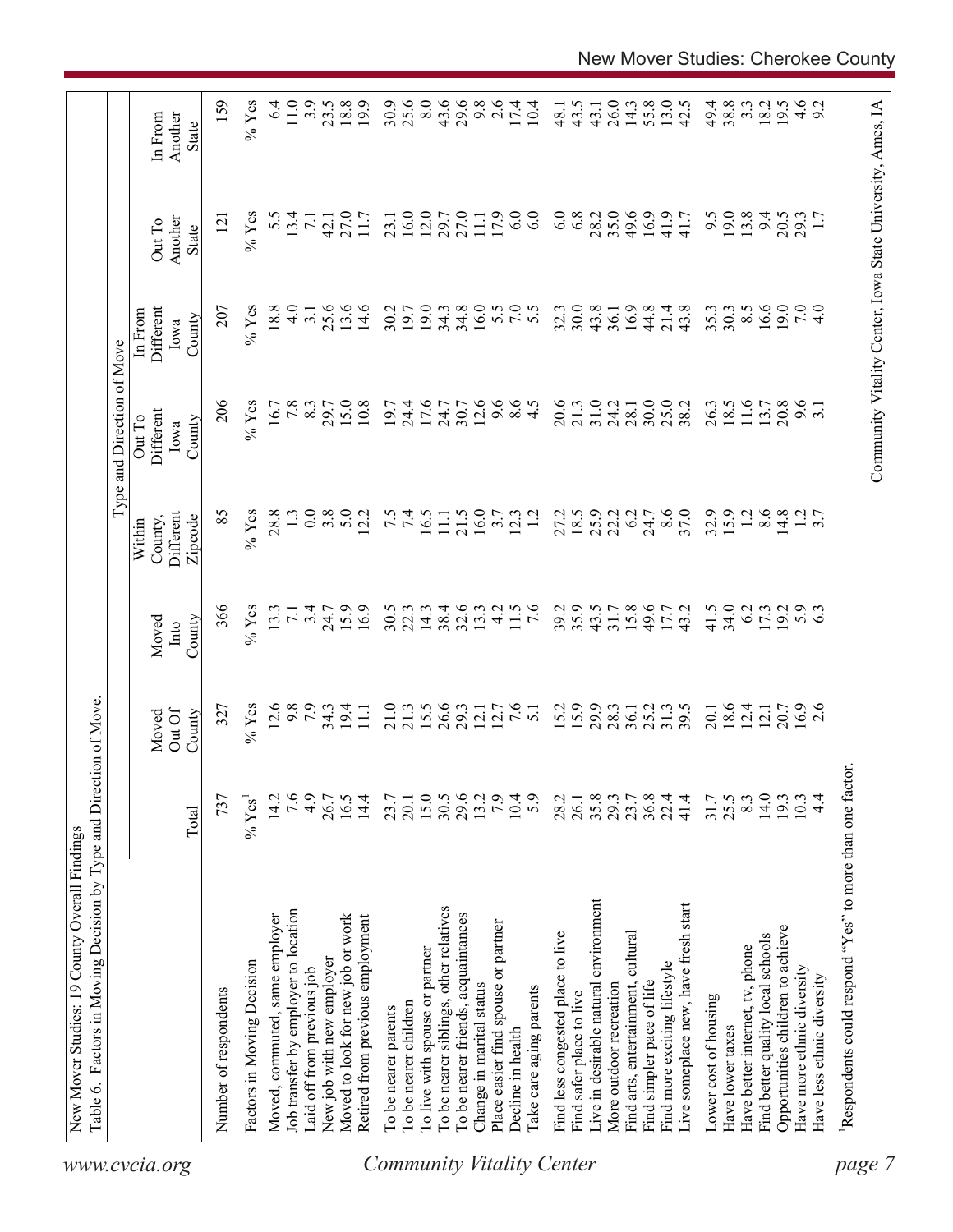New Mover Studies: 19 County Overall Findings

Table 6. Factors in Moving Decision by Type and Direction of Move.

| | | | | Type and Direction of Move | | | | |
|---|---|---|---|---|---|---|---|---|
| | Total | Moved Out Of County | Moved Into County | Within County, Different Zipcode | Out To Different Iowa County | In From Different Iowa County | Out To Another State | In From Another State |
| Number of respondents | 737 | 327 | 366 | 85 | 206 | 207 | 121 | 159 |
| Factors in Moving Decision | % Yes[1] | % Yes | % Yes | % Yes | % Yes | % Yes | % Yes | % Yes |
| Moved, commuted, same employer | 14.2 | 12.6 | 13.3 | 28.8 | 16.7 | 18.8 | 5.5 | 6.4 |
| Job transfer by employer to location | 7.6 | 9.8 | 7.1 | 1.3 | 7.8 | 4.0 | 13.4 | 11.0 |
| Laid off from previous job | 4.9 | 7.9 | 3.4 | 0.0 | 8.3 | 3.1 | 7.1 | 3.9 |
| New job with new employer | 26.7 | 34.3 | 24.7 | 3.8 | 29.7 | 25.6 | 42.1 | 23.5 |
| Moved to look for new job or work | 16.5 | 19.4 | 15.9 | 5.0 | 15.0 | 13.6 | 27.0 | 18.8 |
| Retired from previous employment | 14.4 | 11.1 | 16.9 | 12.2 | 10.8 | 14.6 | 11.7 | 19.9 |
| To be nearer parents | 23.7 | 21.0 | 30.5 | 7.5 | 19.7 | 30.2 | 23.1 | 30.9 |
| To be nearer children | 20.1 | 21.3 | 22.3 | 7.4 | 24.4 | 19.7 | 16.0 | 25.6 |
| To live with spouse or partner | 15.0 | 15.5 | 14.3 | 16.5 | 17.6 | 19.0 | 12.0 | 8.0 |
| To be nearer siblings, other relatives | 30.5 | 26.6 | 38.4 | 11.1 | 24.7 | 34.3 | 29.7 | 43.6 |
| To be nearer friends, acquaintances | 29.6 | 29.3 | 32.6 | 21.5 | 30.7 | 34.8 | 27.0 | 29.6 |
| Change in marital status | 13.2 | 12.1 | 13.3 | 16.0 | 12.6 | 16.0 | 11.1 | 9.8 |
| Place easier find spouse or partner | 7.9 | 12.7 | 4.2 | 3.7 | 9.6 | 5.5 | 17.9 | 2.6 |
| Decline in health | 10.4 | 7.6 | 11.5 | 12.3 | 8.6 | 7.0 | 6.0 | 17.4 |
| Take care aging parents | 5.9 | 5.1 | 7.6 | 1.2 | 4.5 | 5.5 | 6.0 | 10.4 |
| Find less congested place to live | 28.2 | 15.2 | 39.2 | 27.2 | 20.6 | 32.3 | 6.0 | 48.1 |
| Find safer place to live | 26.1 | 15.9 | 35.9 | 18.5 | 21.3 | 30.0 | 6.8 | 43.5 |
| Live in desirable natural environment | 35.8 | 29.9 | 43.5 | 25.9 | 31.0 | 43.8 | 28.2 | 43.1 |
| More outdoor recreation | 29.3 | 28.3 | 31.7 | 22.2 | 24.2 | 36.1 | 35.0 | 26.0 |
| Find arts, entertainment, cultural | 23.7 | 36.1 | 15.8 | 6.2 | 28.1 | 16.9 | 49.6 | 14.3 |
| Find simpler pace of life | 36.8 | 25.2 | 49.6 | 24.7 | 30.0 | 44.8 | 16.9 | 55.8 |
| Find more exciting lifestyle | 22.4 | 31.3 | 17.7 | 8.6 | 25.0 | 21.4 | 41.9 | 13.0 |
| Live someplace new, have fresh start | 41.4 | 39.5 | 43.2 | 37.0 | 38.2 | 43.8 | 41.7 | 42.5 |
| Lower cost of housing | 31.7 | 20.1 | 41.5 | 32.9 | 26.3 | 35.3 | 9.5 | 49.4 |
| Have lower taxes | 25.5 | 18.6 | 34.0 | 15.9 | 18.5 | 30.3 | 19.0 | 38.8 |
| Have better internet, tv, phone | 8.3 | 12.4 | 6.2 | 1.2 | 11.6 | 8.5 | 13.8 | 3.3 |
| Find better quality local schools | 14.0 | 12.1 | 17.3 | 8.6 | 13.7 | 16.6 | 9.4 | 18.2 |
| Opportunities children to achieve | 19.3 | 20.7 | 19.2 | 14.8 | 20.8 | 19.0 | 20.5 | 19.5 |
| Have more ethnic diversity | 10.3 | 16.9 | 5.9 | 1.2 | 9.6 | 7.0 | 29.3 | 4.6 |
| Have less ethnic diversity | 4.4 | 2.6 | 6.3 | 3.7 | 3.1 | 4.0 | 1.7 | 9.2 |

[1]Respondents could respond "Yes" to more than one factor.

Community Vitality Center, Iowa State University, Ames, IA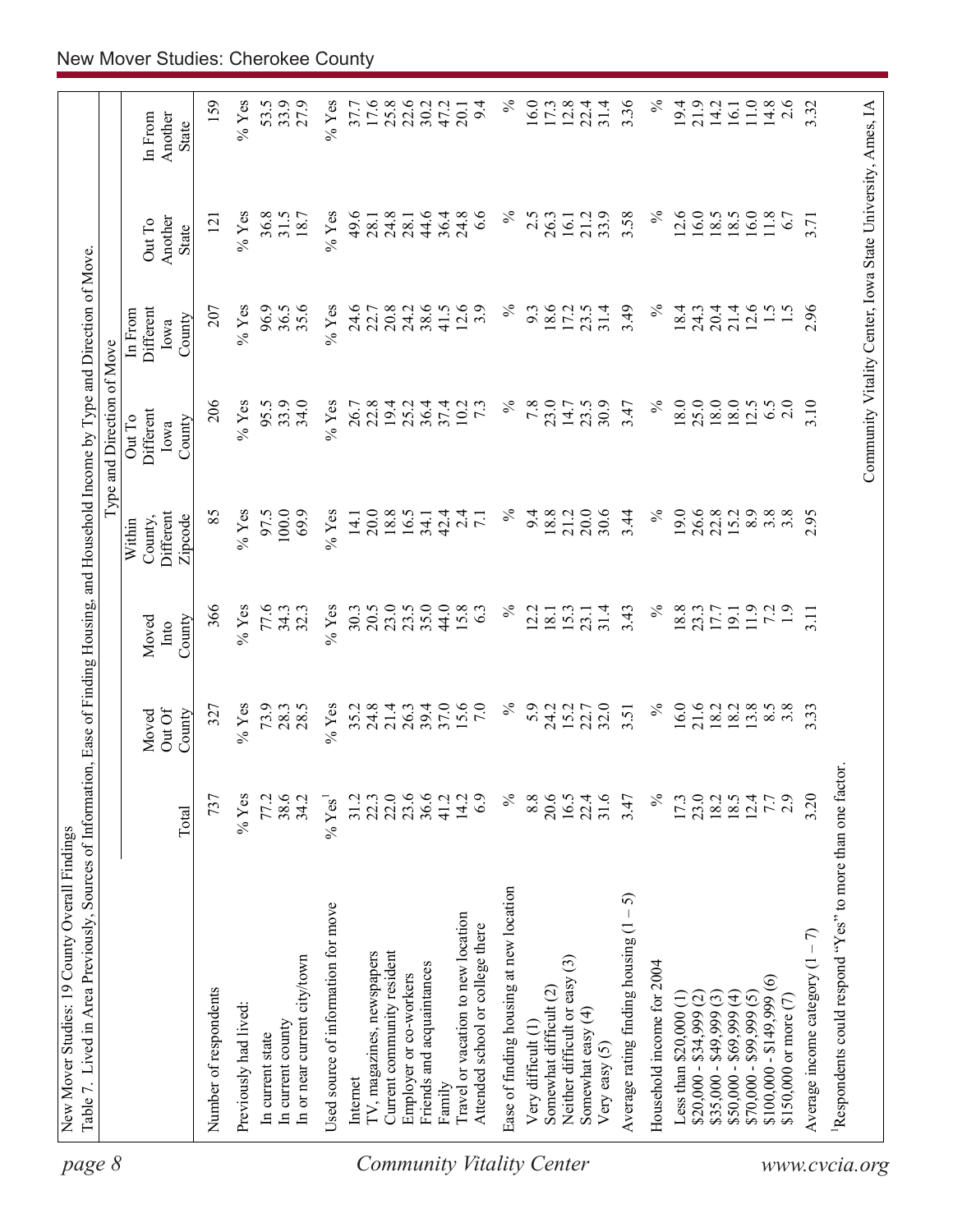New Mover Studies: 19 County Overall Findings

Table 7. Lived in Area Previously, Sources of Information, Ease of Finding Housing, and Household Income by Type and Direction of Move.

| | | Type and Direction of Move | | | | | | |
|---|---|---|---|---|---|---|---|---|
| | Total | Moved Out Of County | Moved Into County | Within County, Different Zipcode | Out To Different Iowa County | In From Different Iowa County | Out To Another State | In From Another State |
| Number of respondents | 737 | 327 | 366 | 85 | 206 | 207 | 121 | 159 |
| Previously had lived: | % Yes | % Yes | % Yes | % Yes | % Yes | % Yes | % Yes | % Yes |
| In current state | 77.2 | 73.9 | 77.6 | 97.5 | 95.5 | 96.9 | 36.8 | 53.5 |
| In current county | 38.6 | 28.3 | 34.3 | 100.0 | 33.9 | 36.5 | 31.5 | 33.9 |
| In or near current city/town | 34.2 | 28.5 | 32.3 | 69.9 | 34.0 | 35.6 | 18.7 | 27.9 |
| Used source of information for move | % Yes[1] | % Yes | % Yes | % Yes | % Yes | % Yes | % Yes | % Yes |
| Internet | 31.2 | 35.2 | 30.3 | 14.1 | 26.7 | 24.6 | 49.6 | 37.7 |
| TV, magazines, newspapers | 22.3 | 24.8 | 20.5 | 20.0 | 22.8 | 22.7 | 28.1 | 17.6 |
| Current community resident | 22.0 | 21.4 | 23.0 | 18.8 | 19.4 | 20.8 | 24.8 | 25.8 |
| Employer or co-workers | 23.6 | 26.3 | 23.5 | 16.5 | 25.2 | 24.2 | 28.1 | 22.6 |
| Friends and acquaintances | 36.6 | 39.4 | 35.0 | 34.1 | 36.4 | 38.6 | 44.6 | 30.2 |
| Family | 41.2 | 37.0 | 44.0 | 42.4 | 37.4 | 41.5 | 36.4 | 47.2 |
| Travel or vacation to new location | 14.2 | 15.6 | 15.8 | 2.4 | 10.2 | 12.6 | 24.8 | 20.1 |
| Attended school or college there | 6.9 | 7.0 | 6.3 | 7.1 | 7.3 | 3.9 | 6.6 | 9.4 |
| Ease of finding housing at new location | % | % | % | % | % | % | % | % |
| Very difficult (1) | 8.8 | 5.9 | 12.2 | 9.4 | 7.8 | 9.3 | 2.5 | 16.0 |
| Somewhat difficult (2) | 20.6 | 24.2 | 18.1 | 18.8 | 23.0 | 18.6 | 26.3 | 17.3 |
| Neither difficult or easy (3) | 16.5 | 15.2 | 15.3 | 21.2 | 14.7 | 17.2 | 16.1 | 12.8 |
| Somewhat easy (4) | 22.4 | 22.7 | 23.1 | 20.0 | 23.5 | 23.5 | 21.2 | 22.4 |
| Very easy (5) | 31.6 | 32.0 | 31.4 | 30.6 | 30.9 | 31.4 | 33.9 | 31.4 |
| Average rating finding housing (1 – 5) | 3.47 | 3.51 | 3.43 | 3.44 | 3.47 | 3.49 | 3.58 | 3.36 |
| Household income for 2004 | % | % | % | % | % | % | % | % |
| Less than $20,000 (1) | 17.3 | 16.0 | 18.8 | 19.0 | 18.0 | 18.4 | 12.6 | 19.4 |
| $20,000 - $34,999 (2) | 23.0 | 21.6 | 23.3 | 26.6 | 25.0 | 24.3 | 16.0 | 21.9 |
| $35,000 - $49,999 (3) | 18.2 | 18.2 | 17.7 | 22.8 | 18.0 | 20.4 | 18.5 | 14.2 |
| $50,000 - $69,999 (4) | 18.5 | 18.2 | 19.1 | 15.2 | 18.0 | 21.4 | 18.5 | 16.1 |
| $70,000 - $99,999 (5) | 12.4 | 13.8 | 11.9 | 8.9 | 12.5 | 12.6 | 16.0 | 11.0 |
| $100,000 - $149,999 (6) | 7.7 | 8.5 | 7.2 | 3.8 | 6.5 | 1.5 | 11.8 | 14.8 |
| $150,000 or more (7) | 2.9 | 3.8 | 1.9 | 3.8 | 2.0 | 1.5 | 6.7 | 2.6 |
| Average income category (1 – 7) | 3.20 | 3.33 | 3.11 | 2.95 | 3.10 | 2.96 | 3.71 | 3.32 |

[1]Respondents could respond "Yes" to more than one factor.

Community Vitality Center, Iowa State University, Ames, IA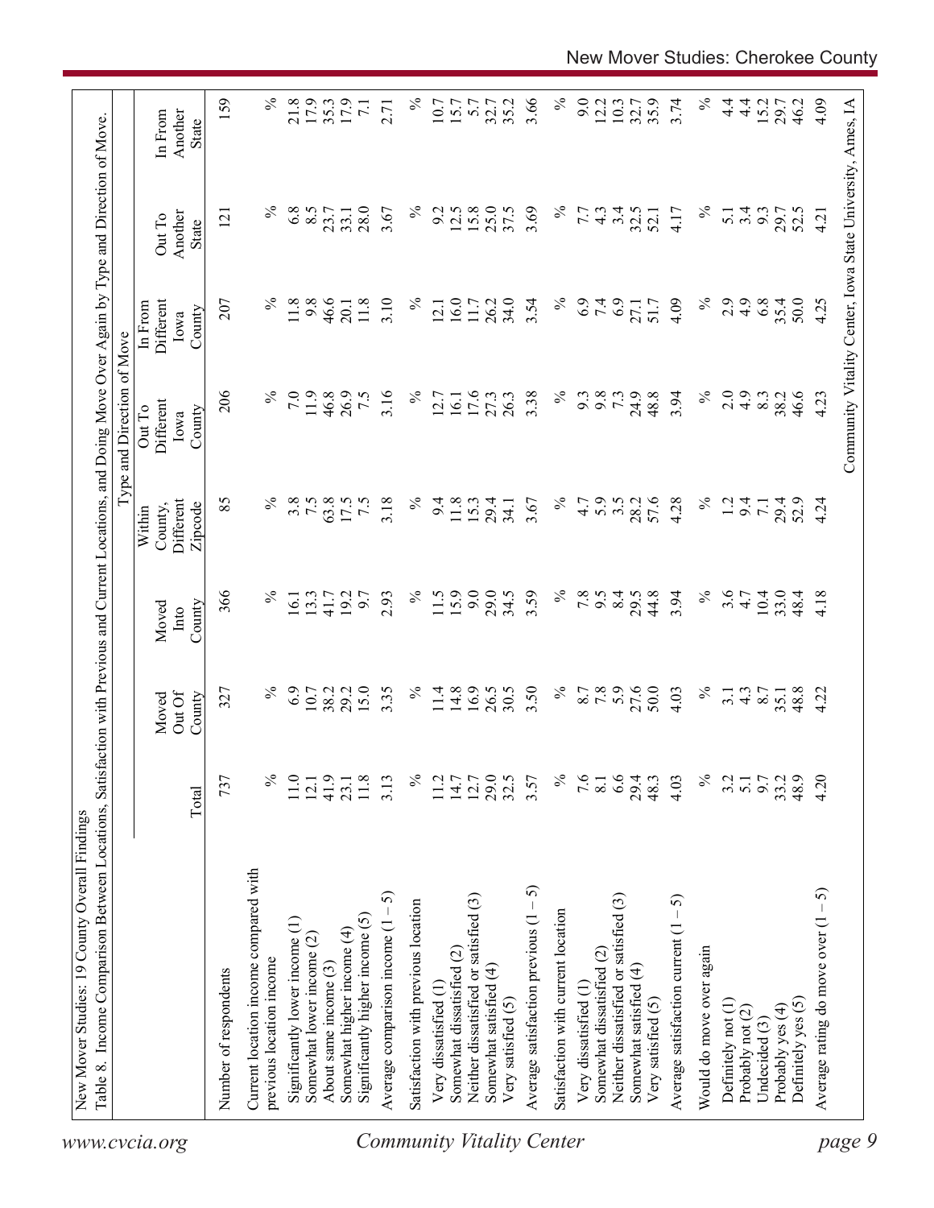New Mover Studies: 19 County Overall Findings

Table 8. Income Comparison Between Locations, Satisfaction with Previous and Current Locations, and Doing Move Over Again by Type and Direction of Move.

| | | | | Type and Direction of Move | | | | |
|---|---|---|---|---|---|---|---|---|
| | Total | Moved Out Of County | Moved Into County | Within County, Different Zipcode | Out To Different Iowa County | In From Different Iowa County | Out To Another State | In From Another State |
| Number of respondents | 737 | 327 | 366 | 85 | 206 | 207 | 121 | 159 |
| Current location income compared with previous location income | % | % | % | % | % | % | % | % |
| Significantly lower income (1) | 11.0 | 6.9 | 16.1 | 3.8 | 7.0 | 11.8 | 6.8 | 21.8 |
| Somewhat lower income (2) | 12.1 | 10.7 | 13.3 | 7.5 | 11.9 | 9.8 | 8.5 | 17.9 |
| About same income (3) | 41.9 | 38.2 | 41.7 | 63.8 | 46.8 | 46.6 | 23.7 | 35.3 |
| Somewhat higher income (4) | 23.1 | 29.2 | 19.2 | 17.5 | 26.9 | 20.1 | 33.1 | 17.9 |
| Significantly higher income (5) | 11.8 | 15.0 | 9.7 | 7.5 | 7.5 | 11.8 | 28.0 | 7.1 |
| Average comparison income (1 – 5) | 3.13 | 3.35 | 2.93 | 3.18 | 3.16 | 3.10 | 3.67 | 2.71 |
| Satisfaction with previous location | % | % | % | % | % | % | % | % |
| Very dissatisfied (1) | 11.2 | 11.4 | 11.5 | 9.4 | 12.7 | 12.1 | 9.2 | 10.7 |
| Somewhat dissatisfied (2) | 14.7 | 14.8 | 15.9 | 11.8 | 16.1 | 16.0 | 12.5 | 15.7 |
| Neither dissatisfied or satisfied (3) | 12.7 | 16.9 | 9.0 | 15.3 | 17.6 | 11.7 | 15.8 | 5.7 |
| Somewhat satisfied (4) | 29.0 | 26.5 | 29.0 | 29.4 | 27.3 | 26.2 | 25.0 | 32.7 |
| Very satisfied (5) | 32.5 | 30.5 | 34.5 | 34.1 | 26.3 | 34.0 | 37.5 | 35.2 |
| Average satisfaction previous (1 – 5) | 3.57 | 3.50 | 3.59 | 3.67 | 3.38 | 3.54 | 3.69 | 3.66 |
| Satisfaction with current location | % | % | % | % | % | % | % | % |
| Very dissatisfied (1) | 7.6 | 8.7 | 7.8 | 4.7 | 9.3 | 6.9 | 7.7 | 9.0 |
| Somewhat dissatisfied (2) | 8.1 | 7.8 | 9.5 | 5.9 | 9.8 | 7.4 | 4.3 | 12.2 |
| Neither dissatisfied or satisfied (3) | 6.6 | 5.9 | 8.4 | 3.5 | 7.3 | 6.9 | 3.4 | 10.3 |
| Somewhat satisfied (4) | 29.4 | 27.6 | 29.5 | 28.2 | 24.9 | 27.1 | 32.5 | 32.7 |
| Very satisfied (5) | 48.3 | 50.0 | 44.8 | 57.6 | 48.8 | 51.7 | 52.1 | 35.9 |
| Average satisfaction current (1 – 5) | 4.03 | 4.03 | 3.94 | 4.28 | 3.94 | 4.09 | 4.17 | 3.74 |
| Would do move over again | % | % | % | % | % | % | % | % |
| Definitely not (1) | 3.2 | 3.1 | 3.6 | 1.2 | 2.0 | 2.9 | 5.1 | 4.4 |
| Probably not (2) | 5.1 | 4.3 | 4.7 | 9.4 | 4.9 | 4.9 | 3.4 | 4.4 |
| Undecided (3) | 9.7 | 8.7 | 10.4 | 7.1 | 8.3 | 6.8 | 9.3 | 15.2 |
| Probably yes (4) | 33.2 | 35.1 | 33.0 | 29.4 | 38.2 | 35.4 | 29.7 | 29.7 |
| Definitely yes (5) | 48.9 | 48.8 | 48.4 | 52.9 | 46.6 | 50.0 | 52.5 | 46.2 |
| Average rating do move over (1 – 5) | 4.20 | 4.22 | 4.18 | 4.24 | 4.23 | 4.25 | 4.21 | 4.09 |

Community Vitality Center, Iowa State University, Ames, IA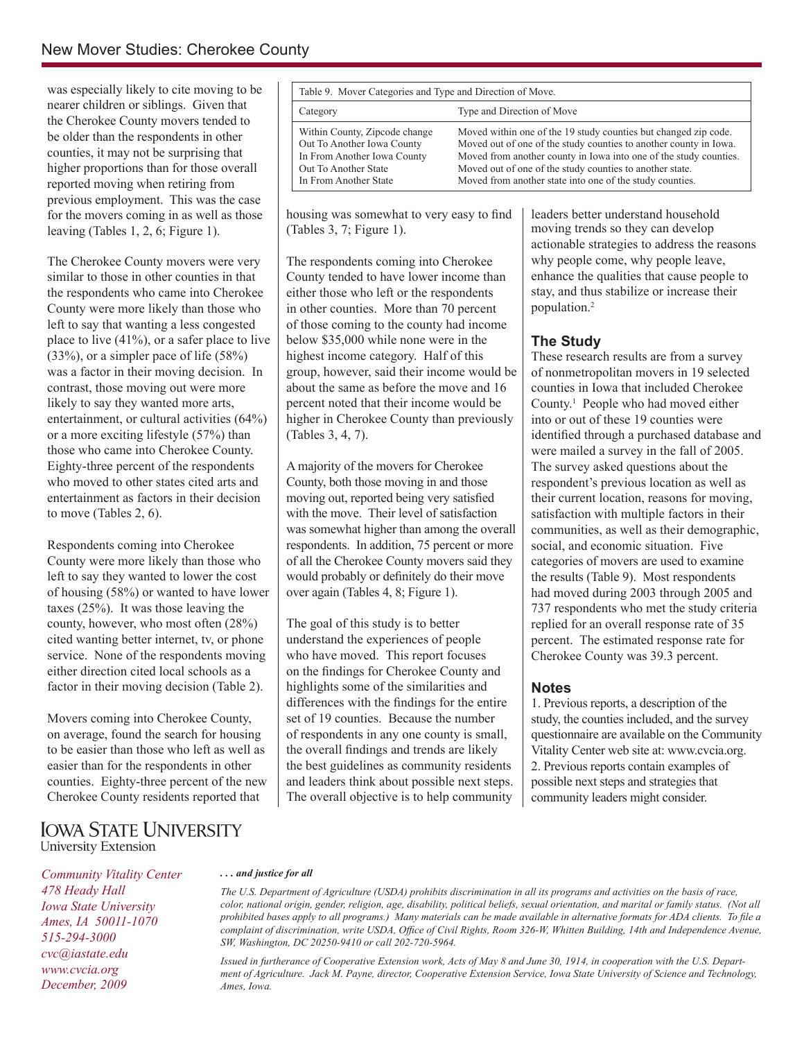was especially likely to cite moving to be nearer children or siblings. Given that the Cherokee County movers tended to be older than the respondents in other counties, it may not be surprising that higher proportions than for those overall reported moving when retiring from previous employment. This was the case for the movers coming in as well as those leaving (Tables 1, 2, 6; Figure 1).

The Cherokee County movers were very similar to those in other counties in that the respondents who came into Cherokee County were more likely than those who left to say that wanting a less congested place to live (41%), or a safer place to live (33%), or a simpler pace of life (58%) was a factor in their moving decision. In contrast, those moving out were more likely to say they wanted more arts, entertainment, or cultural activities (64%) or a more exciting lifestyle (57%) than those who came into Cherokee County. Eighty-three percent of the respondents who moved to other states cited arts and entertainment as factors in their decision to move (Tables 2, 6).

Respondents coming into Cherokee County were more likely than those who left to say they wanted to lower the cost of housing (58%) or wanted to have lower taxes (25%). It was those leaving the county, however, who most often (28%) cited wanting better internet, tv, or phone service. None of the respondents moving either direction cited local schools as a factor in their moving decision (Table 2).

Movers coming into Cherokee County, on average, found the search for housing to be easier than those who left as well as easier than for the respondents in other counties. Eighty-three percent of the new Cherokee County residents reported that housing was somewhat to very easy to find (Tables 3, 7; Figure 1).

The respondents coming into Cherokee County tended to have lower income than either those who left or the respondents in other counties. More than 70 percent of those coming to the county had income below $35,000 while none were in the highest income category. Half of this group, however, said their income would be about the same as before the move and 16 percent noted that their income would be higher in Cherokee County than previously (Tables 3, 4, 7).

A majority of the movers for Cherokee County, both those moving in and those moving out, reported being very satisfied with the move. Their level of satisfaction was somewhat higher than among the overall respondents. In addition, 75 percent or more of all the Cherokee County movers said they would probably or definitely do their move over again (Tables 4, 8; Figure 1).

The goal of this study is to better understand the experiences of people who have moved. This report focuses on the findings for Cherokee County and highlights some of the similarities and differences with the findings for the entire set of 19 counties. Because the number of respondents in any one county is small, the overall findings and trends are likely the best guidelines as community residents and leaders think about possible next steps. The overall objective is to help community leaders better understand household moving trends so they can develop actionable strategies to address the reasons why people come, why people leave, enhance the qualities that cause people to stay, and thus stabilize or increase their population.[2]

Table 9. Mover Categories and Type and Direction of Move.

| Category | Type and Direction of Move |
|---|---|
| Within County, Zipcode change | Moved within one of the 19 study counties but changed zip code. |
| Out To Another Iowa County | Moved out of one of the study counties to another county in Iowa. |
| In From Another Iowa County | Moved from another county in Iowa into one of the study counties. |
| Out To Another State | Moved out of one of the study counties to another state. |
| In From Another State | Moved from another state into one of the study counties. |

## The Study

These research results are from a survey of nonmetropolitan movers in 19 selected counties in Iowa that included Cherokee County.[1] People who had moved either into or out of these 19 counties were identified through a purchased database and were mailed a survey in the fall of 2005. The survey asked questions about the respondent's previous location as well as their current location, reasons for moving, satisfaction with multiple factors in their communities, as well as their demographic, social, and economic situation. Five categories of movers are used to examine the results (Table 9). Most respondents had moved during 2003 through 2005 and 737 respondents who met the study criteria replied for an overall response rate of 35 percent. The estimated response rate for Cherokee County was 39.3 percent.

## Notes

1. Previous reports, a description of the study, the counties included, and the survey questionnaire are available on the Community Vitality Center web site at: www.cvcia.org.
2. Previous reports contain examples of possible next steps and strategies that community leaders might consider.

IOWA STATE UNIVERSITY
University Extension

*Community Vitality Center*
*478 Heady Hall*
*Iowa State University*
*Ames, IA 50011-1070*
*515-294-3000*
*cvc@iastate.edu*
*www.cvcia.org*
*December, 2009*

***. . . and justice for all***

*The U.S. Department of Agriculture (USDA) prohibits discrimination in all its programs and activities on the basis of race, color, national origin, gender, religion, age, disability, political beliefs, sexual orientation, and marital or family status. (Not all prohibited bases apply to all programs.) Many materials can be made available in alternative formats for ADA clients. To file a complaint of discrimination, write USDA, Office of Civil Rights, Room 326-W, Whitten Building, 14th and Independence Avenue, SW, Washington, DC 20250-9410 or call 202-720-5964.*

*Issued in furtherance of Cooperative Extension work, Acts of May 8 and June 30, 1914, in cooperation with the U.S. Department of Agriculture. Jack M. Payne, director, Cooperative Extension Service, Iowa State University of Science and Technology, Ames, Iowa.*